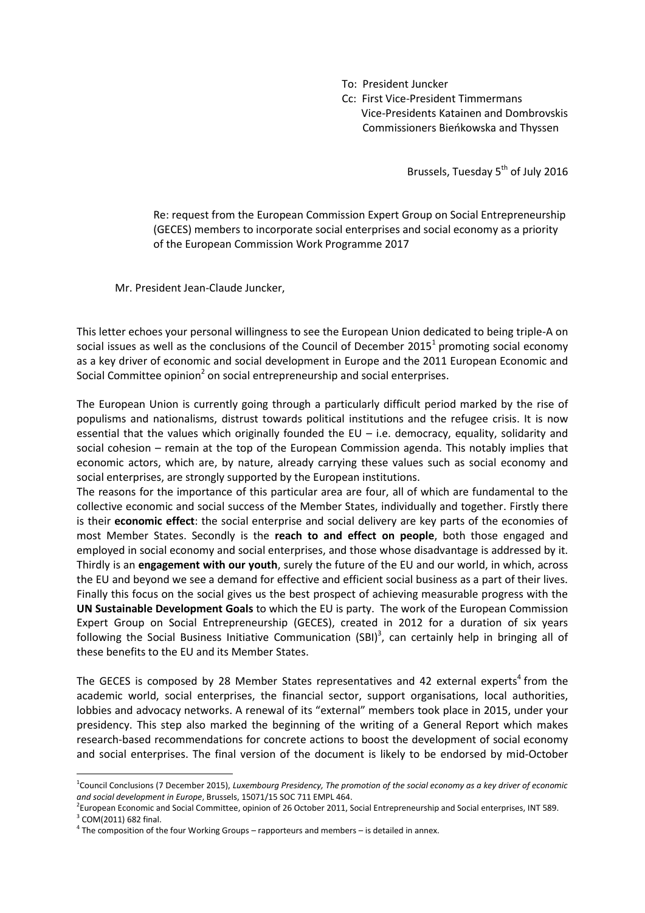To: President Juncker
Cc: First Vice-President Timmermans
Vice-Presidents Katainen and Dombrovskis
Commissioners Bieńkowska and Thyssen

Brussels, Tuesday 5th of July 2016

Re: request from the European Commission Expert Group on Social Entrepreneurship (GECES) members to incorporate social enterprises and social economy as a priority of the European Commission Work Programme 2017

Mr. President Jean-Claude Juncker,

This letter echoes your personal willingness to see the European Union dedicated to being triple-A on social issues as well as the conclusions of the Council of December 2015[1] promoting social economy as a key driver of economic and social development in Europe and the 2011 European Economic and Social Committee opinion[2] on social entrepreneurship and social enterprises.

The European Union is currently going through a particularly difficult period marked by the rise of populisms and nationalisms, distrust towards political institutions and the refugee crisis. It is now essential that the values which originally founded the EU – i.e. democracy, equality, solidarity and social cohesion – remain at the top of the European Commission agenda. This notably implies that economic actors, which are, by nature, already carrying these values such as social economy and social enterprises, are strongly supported by the European institutions.

The reasons for the importance of this particular area are four, all of which are fundamental to the collective economic and social success of the Member States, individually and together. Firstly there is their **economic effect**: the social enterprise and social delivery are key parts of the economies of most Member States. Secondly is the **reach to and effect on people**, both those engaged and employed in social economy and social enterprises, and those whose disadvantage is addressed by it. Thirdly is an **engagement with our youth**, surely the future of the EU and our world, in which, across the EU and beyond we see a demand for effective and efficient social business as a part of their lives. Finally this focus on the social gives us the best prospect of achieving measurable progress with the **UN Sustainable Development Goals** to which the EU is party. The work of the European Commission Expert Group on Social Entrepreneurship (GECES), created in 2012 for a duration of six years following the Social Business Initiative Communication (SBI)[3], can certainly help in bringing all of these benefits to the EU and its Member States.

The GECES is composed by 28 Member States representatives and 42 external experts[4] from the academic world, social enterprises, the financial sector, support organisations, local authorities, lobbies and advocacy networks. A renewal of its "external" members took place in 2015, under your presidency. This step also marked the beginning of the writing of a General Report which makes research-based recommendations for concrete actions to boost the development of social economy and social enterprises. The final version of the document is likely to be endorsed by mid-October

---

[1] Council Conclusions (7 December 2015), *Luxembourg Presidency, The promotion of the social economy as a key driver of economic and social development in Europe*, Brussels, 15071/15 SOC 711 EMPL 464.

[2] European Economic and Social Committee, opinion of 26 October 2011, Social Entrepreneurship and Social enterprises, INT 589.

[3] COM(2011) 682 final.

[4] The composition of the four Working Groups – rapporteurs and members – is detailed in annex.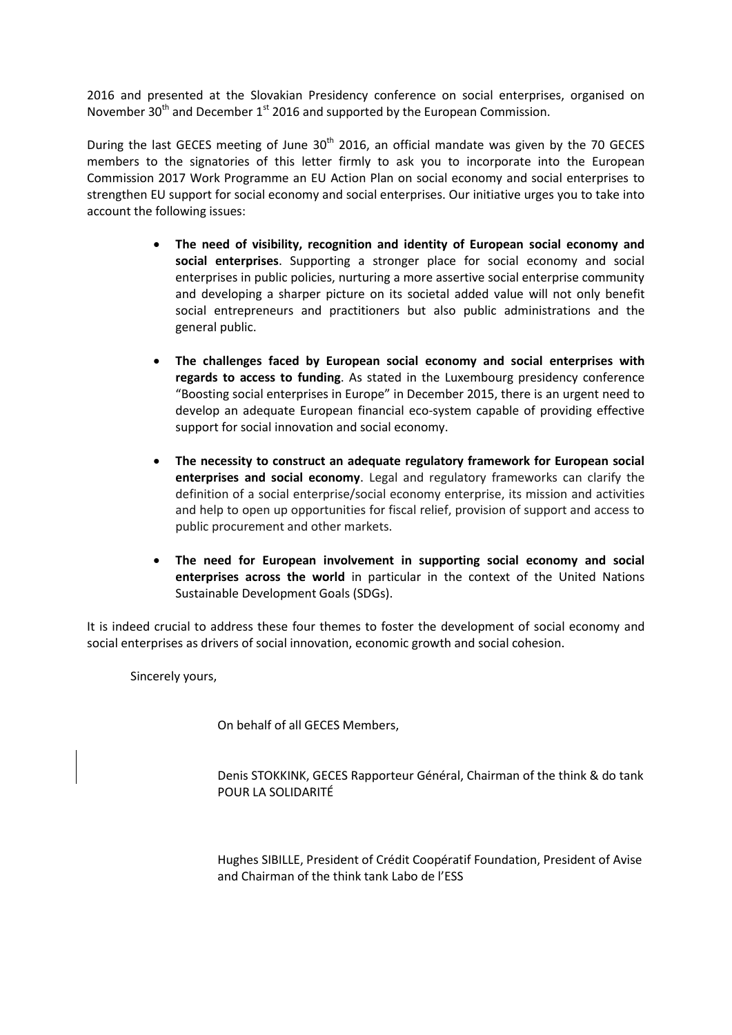2016 and presented at the Slovakian Presidency conference on social enterprises, organised on November 30[th] and December 1[st] 2016 and supported by the European Commission.

During the last GECES meeting of June 30[th] 2016, an official mandate was given by the 70 GECES members to the signatories of this letter firmly to ask you to incorporate into the European Commission 2017 Work Programme an EU Action Plan on social economy and social enterprises to strengthen EU support for social economy and social enterprises. Our initiative urges you to take into account the following issues:

- **The need of visibility, recognition and identity of European social economy and social enterprises**. Supporting a stronger place for social economy and social enterprises in public policies, nurturing a more assertive social enterprise community and developing a sharper picture on its societal added value will not only benefit social entrepreneurs and practitioners but also public administrations and the general public.

- **The challenges faced by European social economy and social enterprises with regards to access to funding**. As stated in the Luxembourg presidency conference "Boosting social enterprises in Europe" in December 2015, there is an urgent need to develop an adequate European financial eco-system capable of providing effective support for social innovation and social economy.

- **The necessity to construct an adequate regulatory framework for European social enterprises and social economy**. Legal and regulatory frameworks can clarify the definition of a social enterprise/social economy enterprise, its mission and activities and help to open up opportunities for fiscal relief, provision of support and access to public procurement and other markets.

- **The need for European involvement in supporting social economy and social enterprises across the world** in particular in the context of the United Nations Sustainable Development Goals (SDGs).

It is indeed crucial to address these four themes to foster the development of social economy and social enterprises as drivers of social innovation, economic growth and social cohesion.

Sincerely yours,

On behalf of all GECES Members,

Denis STOKKINK, GECES Rapporteur Général, Chairman of the think & do tank POUR LA SOLIDARITÉ

Hughes SIBILLE, President of Crédit Coopératif Foundation, President of Avise and Chairman of the think tank Labo de l'ESS